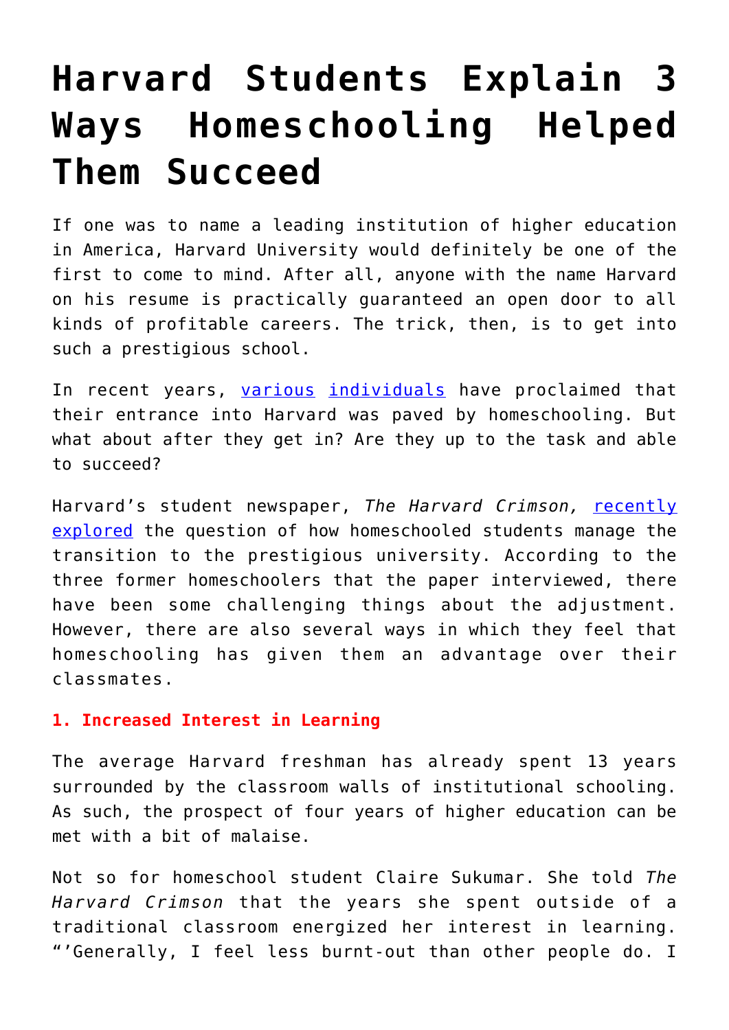# Harvard Students Explain 3 Ways Homeschooling Helped Them Succeed

If one was to name a leading institution of higher education in America, Harvard University would definitely be one of the first to come to mind. After all, anyone with the name Harvard on his resume is practically guaranteed an open door to all kinds of profitable careers. The trick, then, is to get into such a prestigious school.

In recent years, various individuals have proclaimed that their entrance into Harvard was paved by homeschooling. But what about after they get in? Are they up to the task and able to succeed?

Harvard's student newspaper, *The Harvard Crimson,* recently explored the question of how homeschooled students manage the transition to the prestigious university. According to the three former homeschoolers that the paper interviewed, there have been some challenging things about the adjustment. However, there are also several ways in which they feel that homeschooling has given them an advantage over their classmates.

**1. Increased Interest in Learning**

The average Harvard freshman has already spent 13 years surrounded by the classroom walls of institutional schooling. As such, the prospect of four years of higher education can be met with a bit of malaise.

Not so for homeschool student Claire Sukumar. She told *The Harvard Crimson* that the years she spent outside of a traditional classroom energized her interest in learning. "'Generally, I feel less burnt-out than other people do. I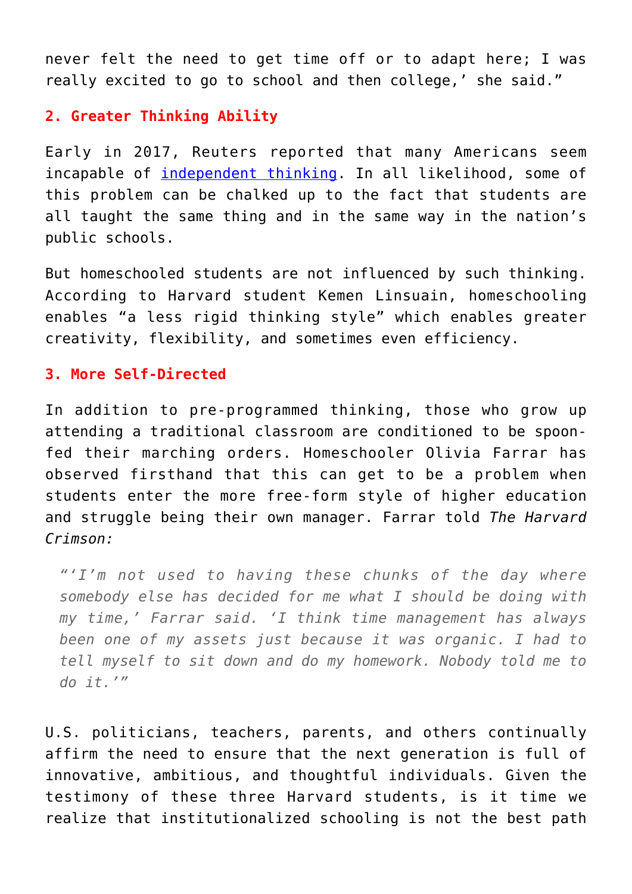never felt the need to get time off or to adapt here; I was really excited to go to school and then college,' she said."

**2. Greater Thinking Ability**

Early in 2017, Reuters reported that many Americans seem incapable of [independent thinking](). In all likelihood, some of this problem can be chalked up to the fact that students are all taught the same thing and in the same way in the nation's public schools.

But homeschooled students are not influenced by such thinking. According to Harvard student Kemen Linsuain, homeschooling enables "a less rigid thinking style" which enables greater creativity, flexibility, and sometimes even efficiency.

**3. More Self-Directed**

In addition to pre-programmed thinking, those who grow up attending a traditional classroom are conditioned to be spoon-fed their marching orders. Homeschooler Olivia Farrar has observed firsthand that this can get to be a problem when students enter the more free-form style of higher education and struggle being their own manager. Farrar told *The Harvard Crimson:*

> *"'I'm not used to having these chunks of the day where somebody else has decided for me what I should be doing with my time,' Farrar said. 'I think time management has always been one of my assets just because it was organic. I had to tell myself to sit down and do my homework. Nobody told me to do it.'"*

U.S. politicians, teachers, parents, and others continually affirm the need to ensure that the next generation is full of innovative, ambitious, and thoughtful individuals. Given the testimony of these three Harvard students, is it time we realize that institutionalized schooling is not the best path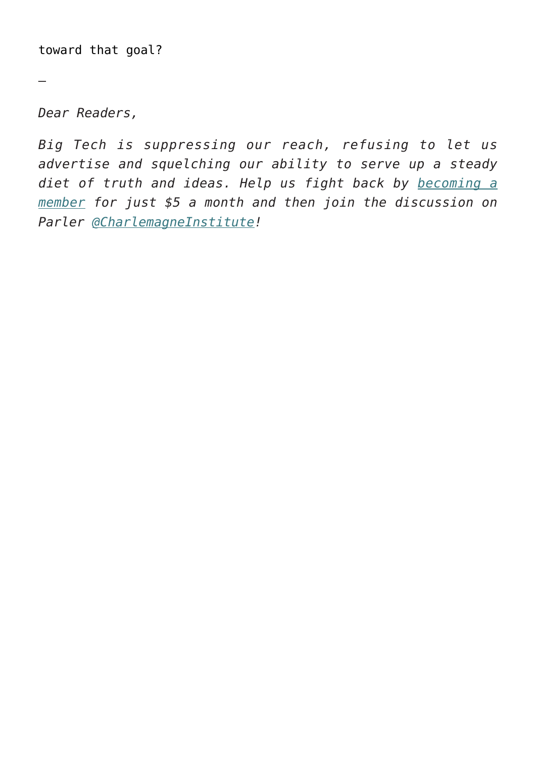toward that goal?

—

*Dear Readers,*

*Big Tech is suppressing our reach, refusing to let us advertise and squelching our ability to serve up a steady diet of truth and ideas. Help us fight back by [becoming a member](#) for just $5 a month and then join the discussion on Parler [@CharlemagneInstitute](#)!*